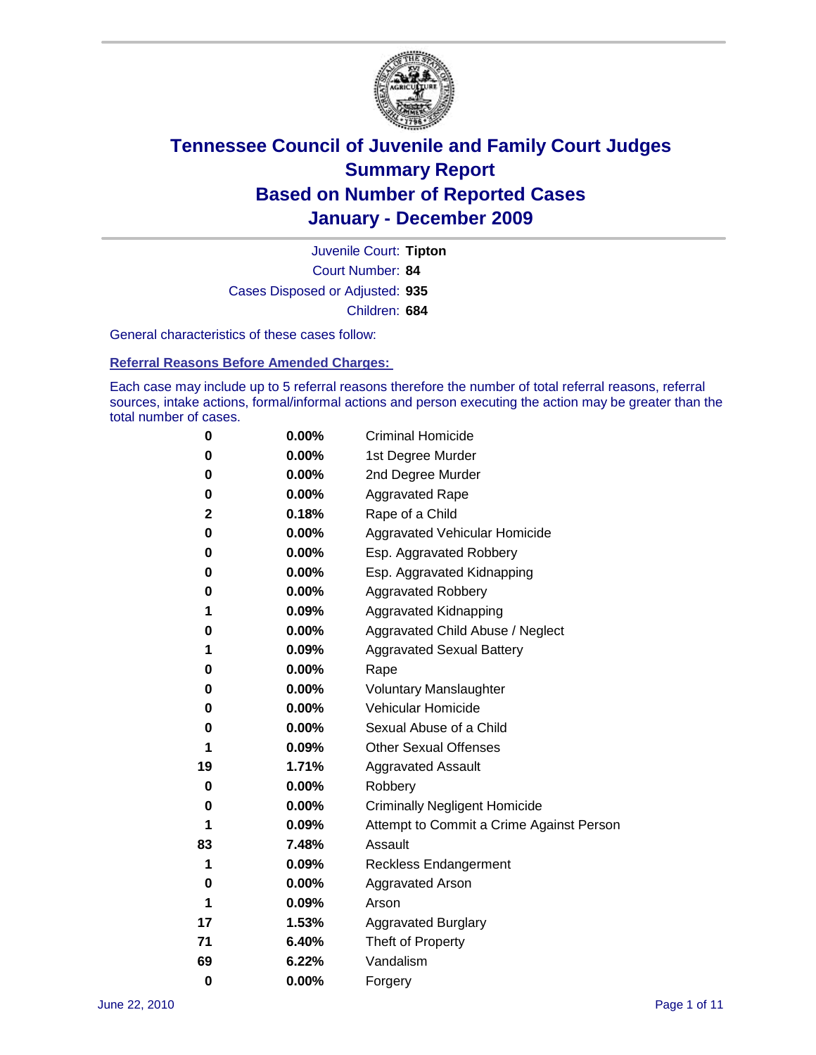# Tennessee Council of Juvenile and Family Court Judges
## Summary Report
## Based on Number of Reported Cases
## January - December 2009

Juvenile Court: **Tipton**

Court Number: **84**

Cases Disposed or Adjusted: **935**

Children: **684**

General characteristics of these cases follow:

### Referral Reasons Before Amended Charges:

Each case may include up to 5 referral reasons therefore the number of total referral reasons, referral sources, intake actions, formal/informal actions and person executing the action may be greater than the total number of cases.

| | | |
|---|---|---|
| 0 | 0.00% | Criminal Homicide |
| 0 | 0.00% | 1st Degree Murder |
| 0 | 0.00% | 2nd Degree Murder |
| 0 | 0.00% | Aggravated Rape |
| 2 | 0.18% | Rape of a Child |
| 0 | 0.00% | Aggravated Vehicular Homicide |
| 0 | 0.00% | Esp. Aggravated Robbery |
| 0 | 0.00% | Esp. Aggravated Kidnapping |
| 0 | 0.00% | Aggravated Robbery |
| 1 | 0.09% | Aggravated Kidnapping |
| 0 | 0.00% | Aggravated Child Abuse / Neglect |
| 1 | 0.09% | Aggravated Sexual Battery |
| 0 | 0.00% | Rape |
| 0 | 0.00% | Voluntary Manslaughter |
| 0 | 0.00% | Vehicular Homicide |
| 0 | 0.00% | Sexual Abuse of a Child |
| 1 | 0.09% | Other Sexual Offenses |
| 19 | 1.71% | Aggravated Assault |
| 0 | 0.00% | Robbery |
| 0 | 0.00% | Criminally Negligent Homicide |
| 1 | 0.09% | Attempt to Commit a Crime Against Person |
| 83 | 7.48% | Assault |
| 1 | 0.09% | Reckless Endangerment |
| 0 | 0.00% | Aggravated Arson |
| 1 | 0.09% | Arson |
| 17 | 1.53% | Aggravated Burglary |
| 71 | 6.40% | Theft of Property |
| 69 | 6.22% | Vandalism |
| 0 | 0.00% | Forgery |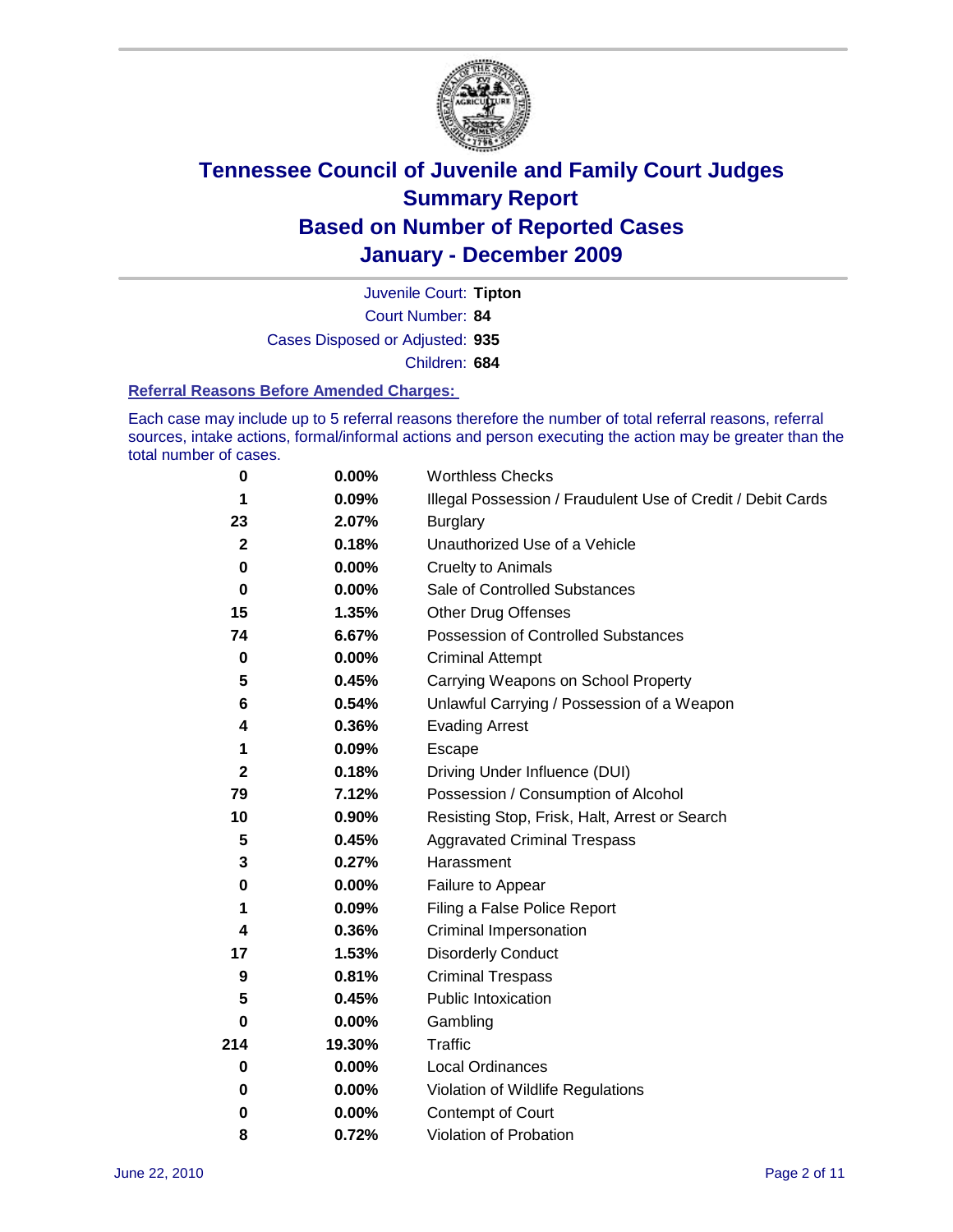# Tennessee Council of Juvenile and Family Court Judges
# Summary Report
# Based on Number of Reported Cases
# January - December 2009

Juvenile Court: **Tipton**
Court Number: **84**
Cases Disposed or Adjusted: **935**
Children: **684**

### Referral Reasons Before Amended Charges:

Each case may include up to 5 referral reasons therefore the number of total referral reasons, referral sources, intake actions, formal/informal actions and person executing the action may be greater than the total number of cases.

| Count | Percent | Referral Reason |
|---|---|---|
| 0 | 0.00% | Worthless Checks |
| 1 | 0.09% | Illegal Possession / Fraudulent Use of Credit / Debit Cards |
| 23 | 2.07% | Burglary |
| 2 | 0.18% | Unauthorized Use of a Vehicle |
| 0 | 0.00% | Cruelty to Animals |
| 0 | 0.00% | Sale of Controlled Substances |
| 15 | 1.35% | Other Drug Offenses |
| 74 | 6.67% | Possession of Controlled Substances |
| 0 | 0.00% | Criminal Attempt |
| 5 | 0.45% | Carrying Weapons on School Property |
| 6 | 0.54% | Unlawful Carrying / Possession of a Weapon |
| 4 | 0.36% | Evading Arrest |
| 1 | 0.09% | Escape |
| 2 | 0.18% | Driving Under Influence (DUI) |
| 79 | 7.12% | Possession / Consumption of Alcohol |
| 10 | 0.90% | Resisting Stop, Frisk, Halt, Arrest or Search |
| 5 | 0.45% | Aggravated Criminal Trespass |
| 3 | 0.27% | Harassment |
| 0 | 0.00% | Failure to Appear |
| 1 | 0.09% | Filing a False Police Report |
| 4 | 0.36% | Criminal Impersonation |
| 17 | 1.53% | Disorderly Conduct |
| 9 | 0.81% | Criminal Trespass |
| 5 | 0.45% | Public Intoxication |
| 0 | 0.00% | Gambling |
| 214 | 19.30% | Traffic |
| 0 | 0.00% | Local Ordinances |
| 0 | 0.00% | Violation of Wildlife Regulations |
| 0 | 0.00% | Contempt of Court |
| 8 | 0.72% | Violation of Probation |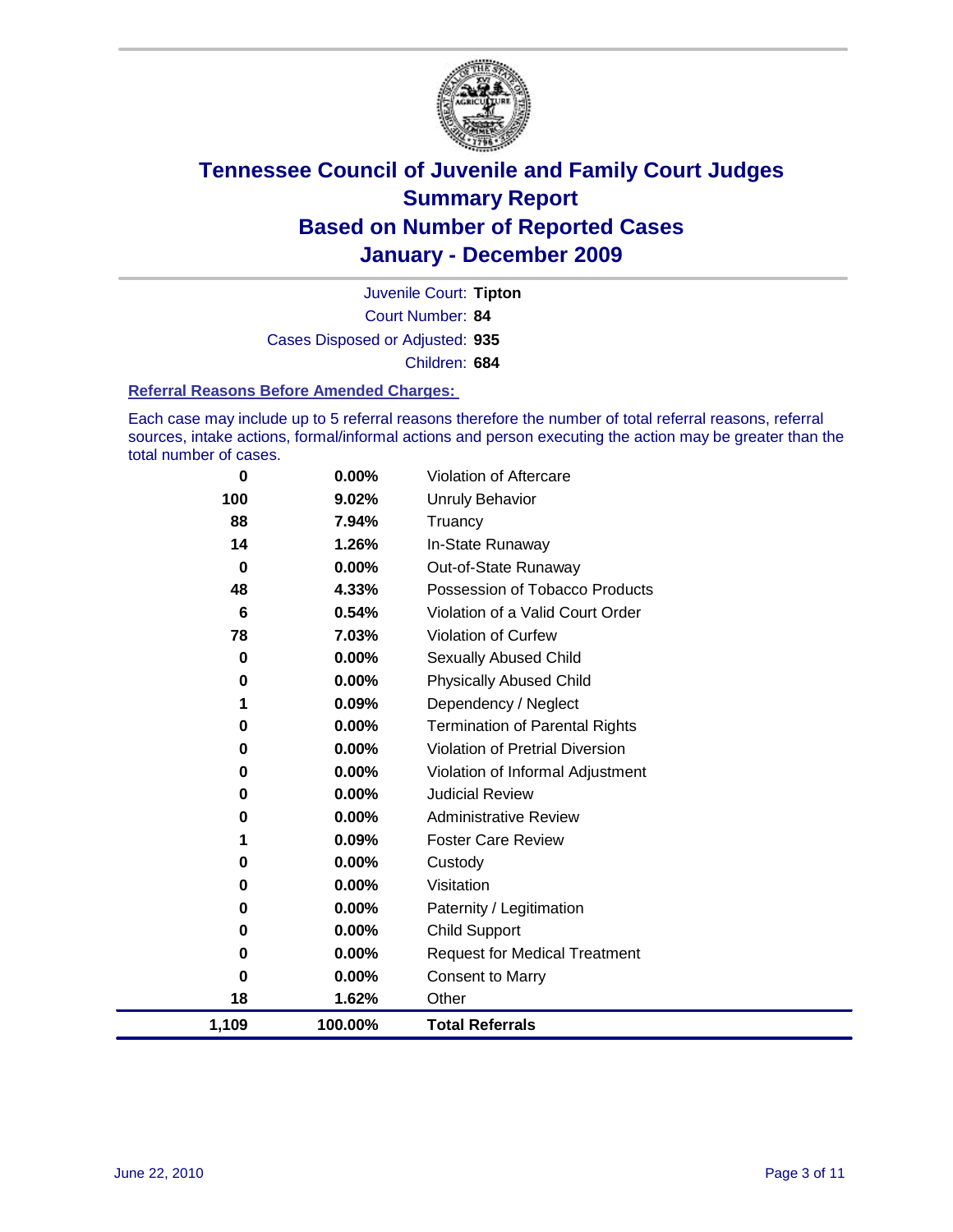# Tennessee Council of Juvenile and Family Court Judges
## Summary Report
## Based on Number of Reported Cases
## January - December 2009

Juvenile Court: **Tipton**
Court Number: **84**
Cases Disposed or Adjusted: **935**
Children: **684**

### Referral Reasons Before Amended Charges:

Each case may include up to 5 referral reasons therefore the number of total referral reasons, referral sources, intake actions, formal/informal actions and person executing the action may be greater than the total number of cases.

| Count | Percent | Referral Reason |
|---|---|---|
| 0 | 0.00% | Violation of Aftercare |
| 100 | 9.02% | Unruly Behavior |
| 88 | 7.94% | Truancy |
| 14 | 1.26% | In-State Runaway |
| 0 | 0.00% | Out-of-State Runaway |
| 48 | 4.33% | Possession of Tobacco Products |
| 6 | 0.54% | Violation of a Valid Court Order |
| 78 | 7.03% | Violation of Curfew |
| 0 | 0.00% | Sexually Abused Child |
| 0 | 0.00% | Physically Abused Child |
| 1 | 0.09% | Dependency / Neglect |
| 0 | 0.00% | Termination of Parental Rights |
| 0 | 0.00% | Violation of Pretrial Diversion |
| 0 | 0.00% | Violation of Informal Adjustment |
| 0 | 0.00% | Judicial Review |
| 0 | 0.00% | Administrative Review |
| 1 | 0.09% | Foster Care Review |
| 0 | 0.00% | Custody |
| 0 | 0.00% | Visitation |
| 0 | 0.00% | Paternity / Legitimation |
| 0 | 0.00% | Child Support |
| 0 | 0.00% | Request for Medical Treatment |
| 0 | 0.00% | Consent to Marry |
| 18 | 1.62% | Other |
| **1,109** | **100.00%** | **Total Referrals** |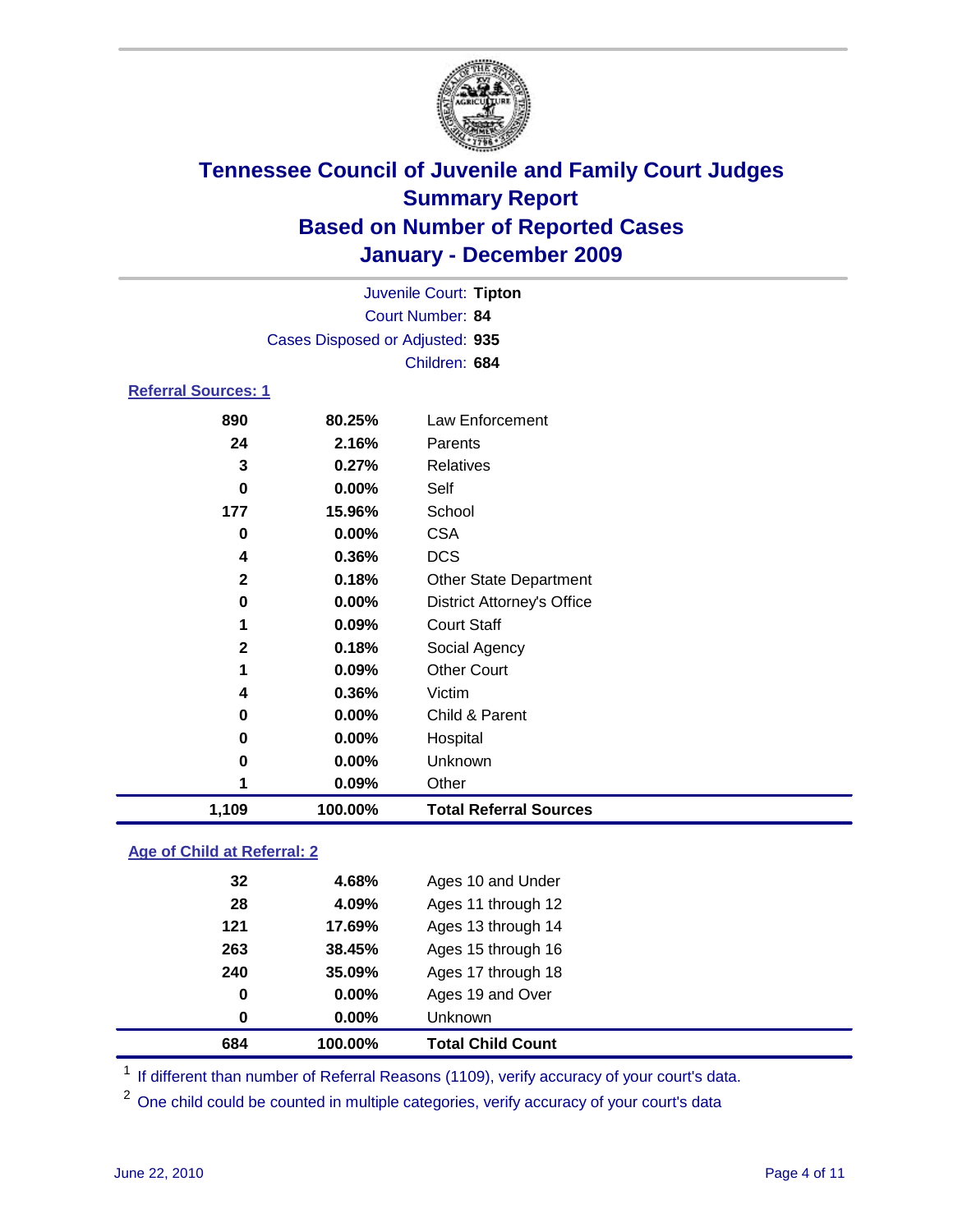# Tennessee Council of Juvenile and Family Court Judges
## Summary Report
## Based on Number of Reported Cases
## January - December 2009

Juvenile Court: **Tipton**
Court Number: **84**
Cases Disposed or Adjusted: **935**
Children: **684**

### Referral Sources: 1

| | | |
|---|---|---|
| 890 | 80.25% | Law Enforcement |
| 24 | 2.16% | Parents |
| 3 | 0.27% | Relatives |
| 0 | 0.00% | Self |
| 177 | 15.96% | School |
| 0 | 0.00% | CSA |
| 4 | 0.36% | DCS |
| 2 | 0.18% | Other State Department |
| 0 | 0.00% | District Attorney's Office |
| 1 | 0.09% | Court Staff |
| 2 | 0.18% | Social Agency |
| 1 | 0.09% | Other Court |
| 4 | 0.36% | Victim |
| 0 | 0.00% | Child & Parent |
| 0 | 0.00% | Hospital |
| 0 | 0.00% | Unknown |
| 1 | 0.09% | Other |
| **1,109** | **100.00%** | **Total Referral Sources** |

### Age of Child at Referral: 2

| | | |
|---|---|---|
| 32 | 4.68% | Ages 10 and Under |
| 28 | 4.09% | Ages 11 through 12 |
| 121 | 17.69% | Ages 13 through 14 |
| 263 | 38.45% | Ages 15 through 16 |
| 240 | 35.09% | Ages 17 through 18 |
| 0 | 0.00% | Ages 19 and Over |
| 0 | 0.00% | Unknown |
| **684** | **100.00%** | **Total Child Count** |

[1] If different than number of Referral Reasons (1109), verify accuracy of your court's data.

[2] One child could be counted in multiple categories, verify accuracy of your court's data

June 22, 2010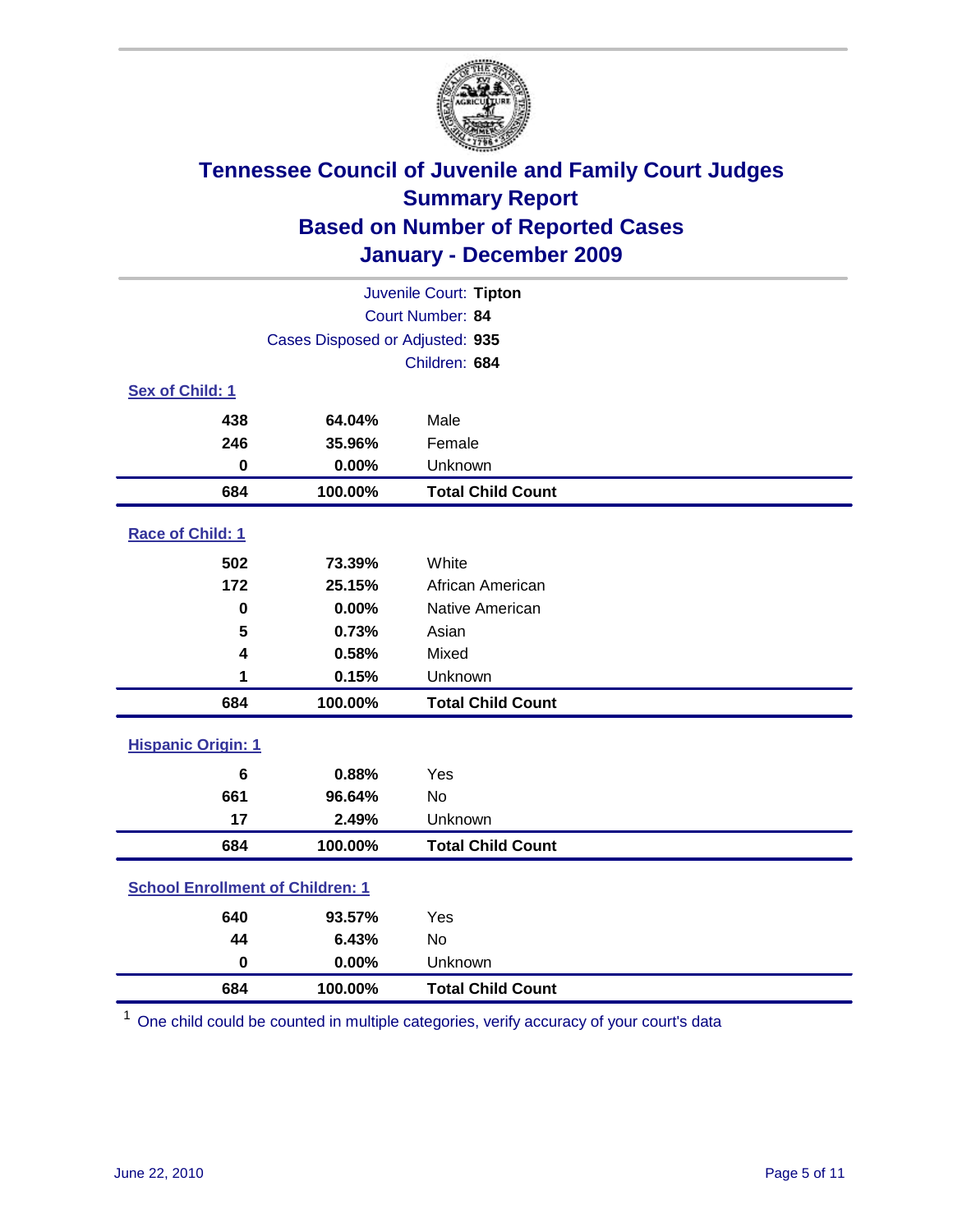# Tennessee Council of Juvenile and Family Court Judges
## Summary Report
## Based on Number of Reported Cases
## January - December 2009

Juvenile Court: **Tipton**
Court Number: **84**
Cases Disposed or Adjusted: **935**
Children: **684**

### Sex of Child: 1

| | | |
|---|---|---|
| 438 | 64.04% | Male |
| 246 | 35.96% | Female |
| 0 | 0.00% | Unknown |
| **684** | **100.00%** | **Total Child Count** |

### Race of Child: 1

| | | |
|---|---|---|
| 502 | 73.39% | White |
| 172 | 25.15% | African American |
| 0 | 0.00% | Native American |
| 5 | 0.73% | Asian |
| 4 | 0.58% | Mixed |
| 1 | 0.15% | Unknown |
| **684** | **100.00%** | **Total Child Count** |

### Hispanic Origin: 1

| | | |
|---|---|---|
| 6 | 0.88% | Yes |
| 661 | 96.64% | No |
| 17 | 2.49% | Unknown |
| **684** | **100.00%** | **Total Child Count** |

### School Enrollment of Children: 1

| | | |
|---|---|---|
| 640 | 93.57% | Yes |
| 44 | 6.43% | No |
| 0 | 0.00% | Unknown |
| **684** | **100.00%** | **Total Child Count** |

[1] One child could be counted in multiple categories, verify accuracy of your court's data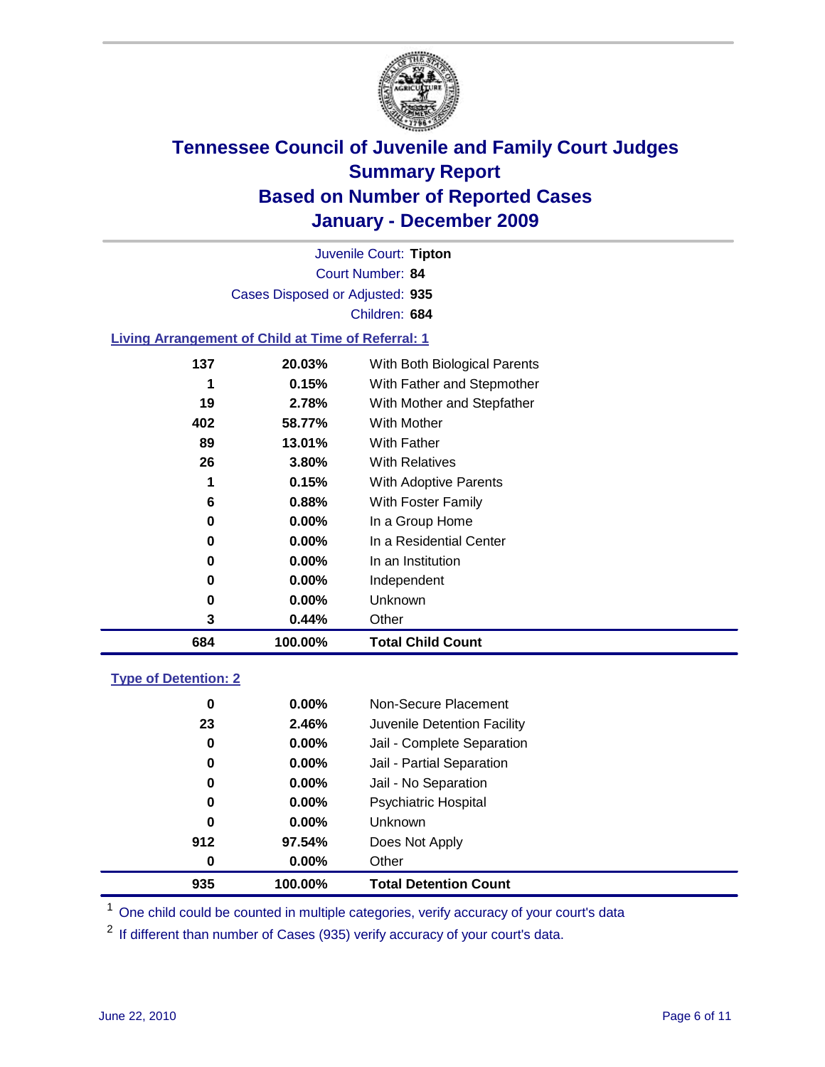# Tennessee Council of Juvenile and Family Court Judges
## Summary Report
## Based on Number of Reported Cases
## January - December 2009

Juvenile Court: **Tipton**
Court Number: **84**
Cases Disposed or Adjusted: **935**
Children: **684**

### Living Arrangement of Child at Time of Referral: 1

| Count | Percent | Category |
|---|---|---|
| 137 | 20.03% | With Both Biological Parents |
| 1 | 0.15% | With Father and Stepmother |
| 19 | 2.78% | With Mother and Stepfather |
| 402 | 58.77% | With Mother |
| 89 | 13.01% | With Father |
| 26 | 3.80% | With Relatives |
| 1 | 0.15% | With Adoptive Parents |
| 6 | 0.88% | With Foster Family |
| 0 | 0.00% | In a Group Home |
| 0 | 0.00% | In a Residential Center |
| 0 | 0.00% | In an Institution |
| 0 | 0.00% | Independent |
| 0 | 0.00% | Unknown |
| 3 | 0.44% | Other |
| **684** | **100.00%** | **Total Child Count** |

### Type of Detention: 2

| Count | Percent | Category |
|---|---|---|
| 0 | 0.00% | Non-Secure Placement |
| 23 | 2.46% | Juvenile Detention Facility |
| 0 | 0.00% | Jail - Complete Separation |
| 0 | 0.00% | Jail - Partial Separation |
| 0 | 0.00% | Jail - No Separation |
| 0 | 0.00% | Psychiatric Hospital |
| 0 | 0.00% | Unknown |
| 912 | 97.54% | Does Not Apply |
| 0 | 0.00% | Other |
| **935** | **100.00%** | **Total Detention Count** |

[1] One child could be counted in multiple categories, verify accuracy of your court's data

[2] If different than number of Cases (935) verify accuracy of your court's data.

June 22, 2010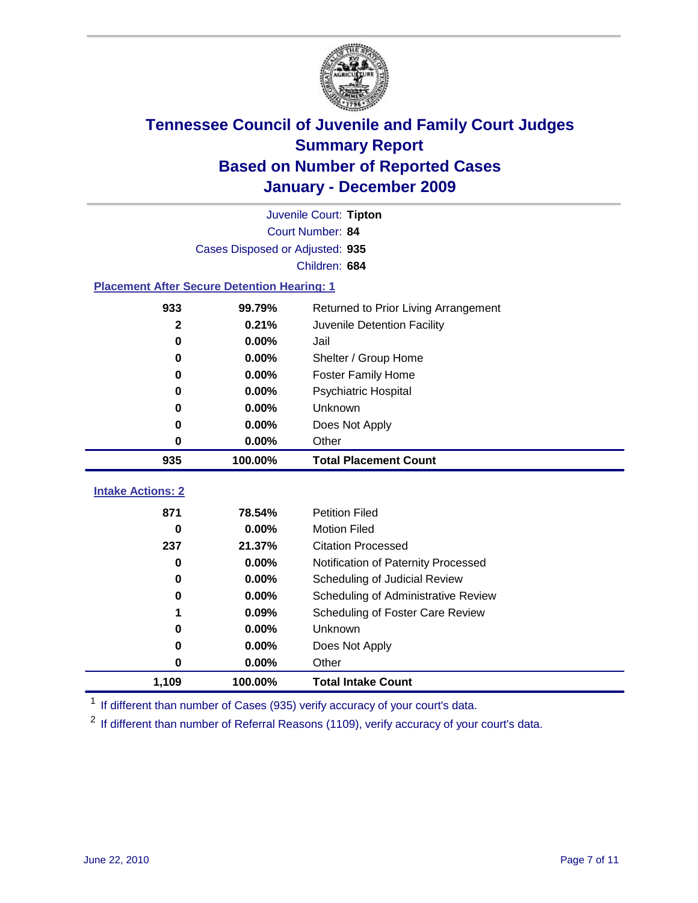# Tennessee Council of Juvenile and Family Court Judges
## Summary Report
## Based on Number of Reported Cases
## January - December 2009

Juvenile Court: **Tipton**

Court Number: **84**

Cases Disposed or Adjusted: **935**

Children: **684**

### Placement After Secure Detention Hearing: 1

| Count | Percent | Placement |
|---|---|---|
| 933 | 99.79% | Returned to Prior Living Arrangement |
| 2 | 0.21% | Juvenile Detention Facility |
| 0 | 0.00% | Jail |
| 0 | 0.00% | Shelter / Group Home |
| 0 | 0.00% | Foster Family Home |
| 0 | 0.00% | Psychiatric Hospital |
| 0 | 0.00% | Unknown |
| 0 | 0.00% | Does Not Apply |
| 0 | 0.00% | Other |
| **935** | **100.00%** | **Total Placement Count** |

### Intake Actions: 2

| Count | Percent | Intake Action |
|---|---|---|
| 871 | 78.54% | Petition Filed |
| 0 | 0.00% | Motion Filed |
| 237 | 21.37% | Citation Processed |
| 0 | 0.00% | Notification of Paternity Processed |
| 0 | 0.00% | Scheduling of Judicial Review |
| 0 | 0.00% | Scheduling of Administrative Review |
| 1 | 0.09% | Scheduling of Foster Care Review |
| 0 | 0.00% | Unknown |
| 0 | 0.00% | Does Not Apply |
| 0 | 0.00% | Other |
| **1,109** | **100.00%** | **Total Intake Count** |

[1] If different than number of Cases (935) verify accuracy of your court's data.

[2] If different than number of Referral Reasons (1109), verify accuracy of your court's data.

June 22, 2010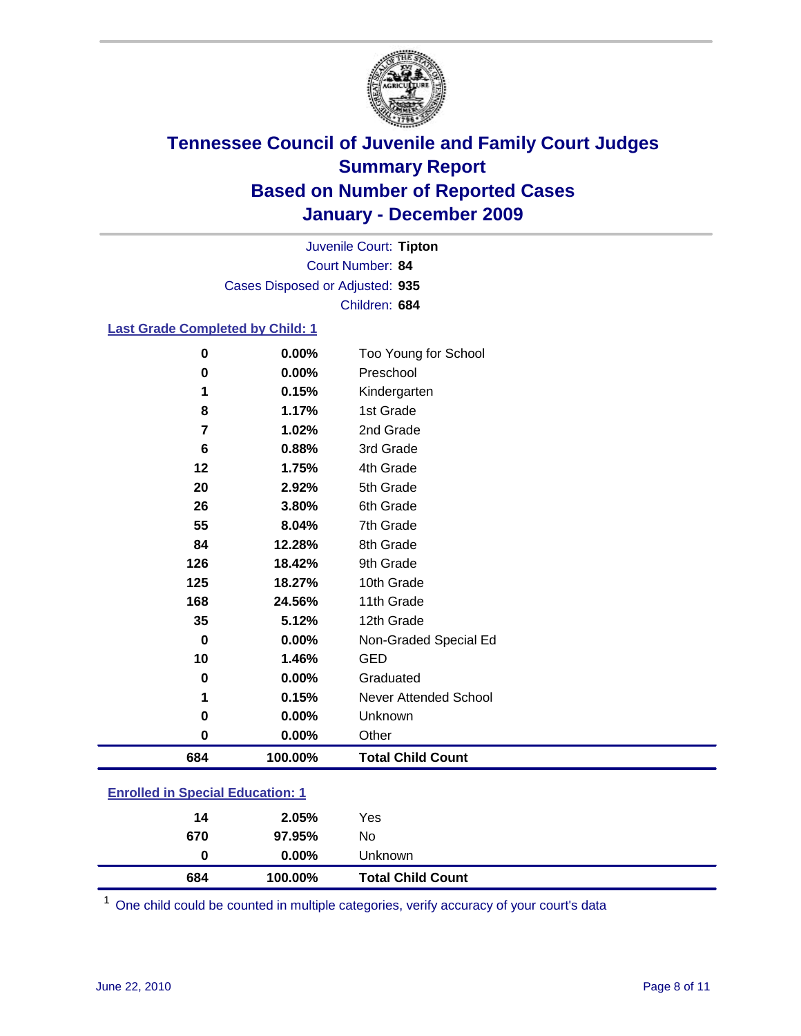# Tennessee Council of Juvenile and Family Court Judges
## Summary Report
## Based on Number of Reported Cases
## January - December 2009

Juvenile Court: **Tipton**
Court Number: **84**
Cases Disposed or Adjusted: **935**
Children: **684**

### Last Grade Completed by Child: 1

| Count | Percent | Category |
|---|---|---|
| 0 | 0.00% | Too Young for School |
| 0 | 0.00% | Preschool |
| 1 | 0.15% | Kindergarten |
| 8 | 1.17% | 1st Grade |
| 7 | 1.02% | 2nd Grade |
| 6 | 0.88% | 3rd Grade |
| 12 | 1.75% | 4th Grade |
| 20 | 2.92% | 5th Grade |
| 26 | 3.80% | 6th Grade |
| 55 | 8.04% | 7th Grade |
| 84 | 12.28% | 8th Grade |
| 126 | 18.42% | 9th Grade |
| 125 | 18.27% | 10th Grade |
| 168 | 24.56% | 11th Grade |
| 35 | 5.12% | 12th Grade |
| 0 | 0.00% | Non-Graded Special Ed |
| 10 | 1.46% | GED |
| 0 | 0.00% | Graduated |
| 1 | 0.15% | Never Attended School |
| 0 | 0.00% | Unknown |
| 0 | 0.00% | Other |
| **684** | **100.00%** | **Total Child Count** |

### Enrolled in Special Education: 1

| Count | Percent | Category |
|---|---|---|
| 14 | 2.05% | Yes |
| 670 | 97.95% | No |
| 0 | 0.00% | Unknown |
| **684** | **100.00%** | **Total Child Count** |

[1] One child could be counted in multiple categories, verify accuracy of your court's data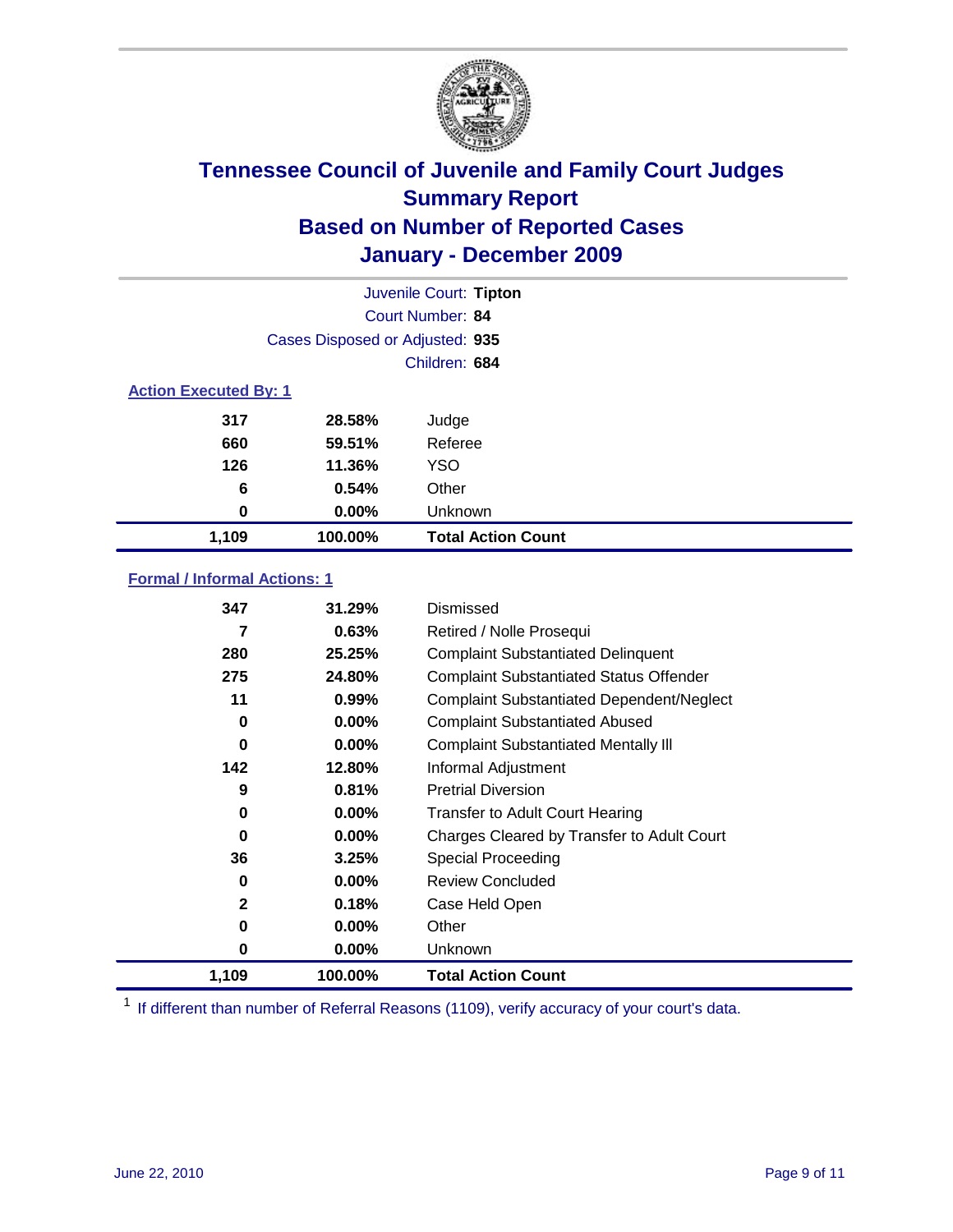# Tennessee Council of Juvenile and Family Court Judges
## Summary Report
## Based on Number of Reported Cases
## January - December 2009

Juvenile Court: **Tipton**
Court Number: **84**
Cases Disposed or Adjusted: **935**
Children: **684**

### Action Executed By: 1

| | | |
|---|---|---|
| 317 | 28.58% | Judge |
| 660 | 59.51% | Referee |
| 126 | 11.36% | YSO |
| 6 | 0.54% | Other |
| 0 | 0.00% | Unknown |
| **1,109** | **100.00%** | **Total Action Count** |

### Formal / Informal Actions: 1

| | | |
|---|---|---|
| 347 | 31.29% | Dismissed |
| 7 | 0.63% | Retired / Nolle Prosequi |
| 280 | 25.25% | Complaint Substantiated Delinquent |
| 275 | 24.80% | Complaint Substantiated Status Offender |
| 11 | 0.99% | Complaint Substantiated Dependent/Neglect |
| 0 | 0.00% | Complaint Substantiated Abused |
| 0 | 0.00% | Complaint Substantiated Mentally Ill |
| 142 | 12.80% | Informal Adjustment |
| 9 | 0.81% | Pretrial Diversion |
| 0 | 0.00% | Transfer to Adult Court Hearing |
| 0 | 0.00% | Charges Cleared by Transfer to Adult Court |
| 36 | 3.25% | Special Proceeding |
| 0 | 0.00% | Review Concluded |
| 2 | 0.18% | Case Held Open |
| 0 | 0.00% | Other |
| 0 | 0.00% | Unknown |
| **1,109** | **100.00%** | **Total Action Count** |

[1] If different than number of Referral Reasons (1109), verify accuracy of your court's data.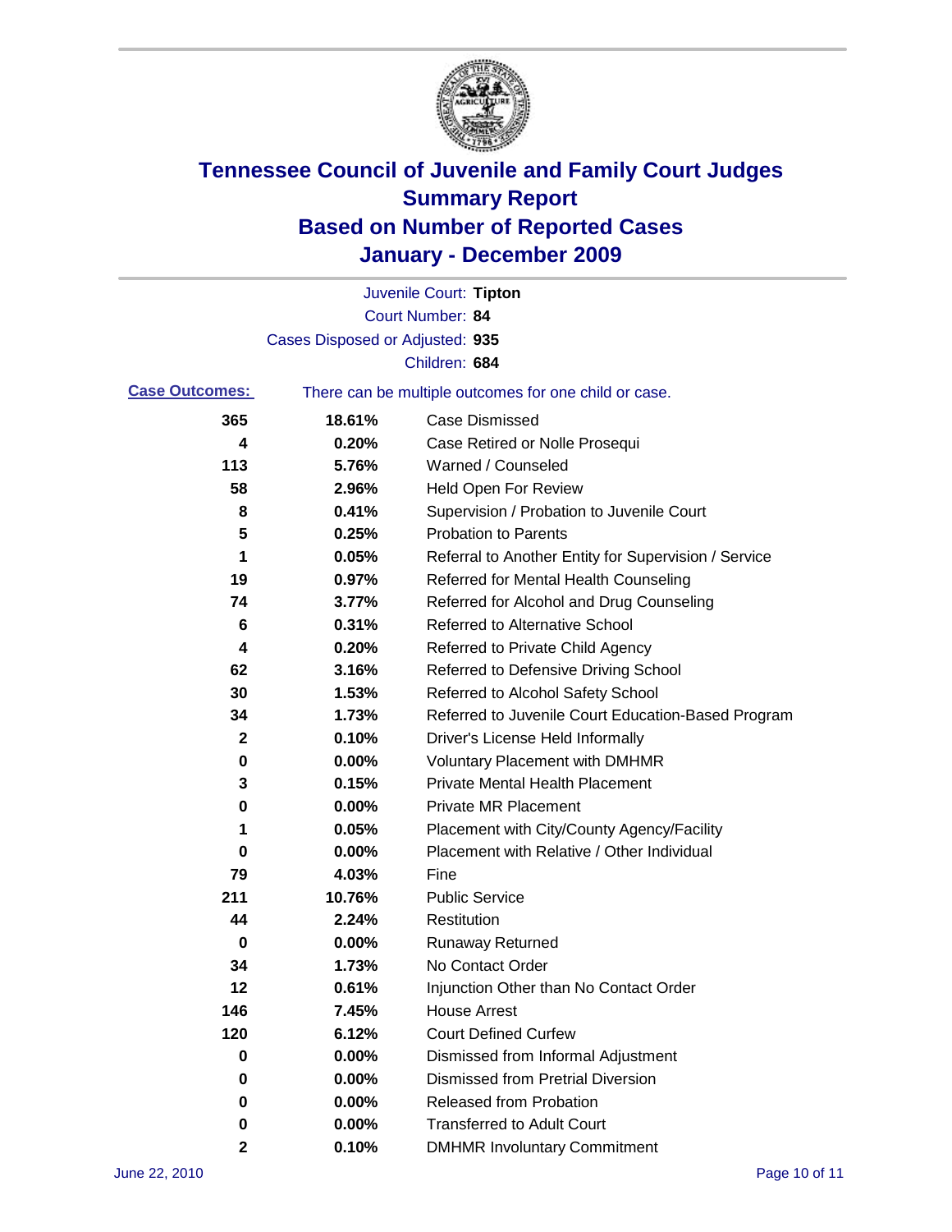# Tennessee Council of Juvenile and Family Court Judges
## Summary Report
## Based on Number of Reported Cases
## January - December 2009

Juvenile Court: **Tipton**
Court Number: **84**
Cases Disposed or Adjusted: **935**
Children: **684**

**Case Outcomes:** There can be multiple outcomes for one child or case.

| | | |
|---|---|---|
| 365 | 18.61% | Case Dismissed |
| 4 | 0.20% | Case Retired or Nolle Prosequi |
| 113 | 5.76% | Warned / Counseled |
| 58 | 2.96% | Held Open For Review |
| 8 | 0.41% | Supervision / Probation to Juvenile Court |
| 5 | 0.25% | Probation to Parents |
| 1 | 0.05% | Referral to Another Entity for Supervision / Service |
| 19 | 0.97% | Referred for Mental Health Counseling |
| 74 | 3.77% | Referred for Alcohol and Drug Counseling |
| 6 | 0.31% | Referred to Alternative School |
| 4 | 0.20% | Referred to Private Child Agency |
| 62 | 3.16% | Referred to Defensive Driving School |
| 30 | 1.53% | Referred to Alcohol Safety School |
| 34 | 1.73% | Referred to Juvenile Court Education-Based Program |
| 2 | 0.10% | Driver's License Held Informally |
| 0 | 0.00% | Voluntary Placement with DMHMR |
| 3 | 0.15% | Private Mental Health Placement |
| 0 | 0.00% | Private MR Placement |
| 1 | 0.05% | Placement with City/County Agency/Facility |
| 0 | 0.00% | Placement with Relative / Other Individual |
| 79 | 4.03% | Fine |
| 211 | 10.76% | Public Service |
| 44 | 2.24% | Restitution |
| 0 | 0.00% | Runaway Returned |
| 34 | 1.73% | No Contact Order |
| 12 | 0.61% | Injunction Other than No Contact Order |
| 146 | 7.45% | House Arrest |
| 120 | 6.12% | Court Defined Curfew |
| 0 | 0.00% | Dismissed from Informal Adjustment |
| 0 | 0.00% | Dismissed from Pretrial Diversion |
| 0 | 0.00% | Released from Probation |
| 0 | 0.00% | Transferred to Adult Court |
| 2 | 0.10% | DMHMR Involuntary Commitment |

June 22, 2010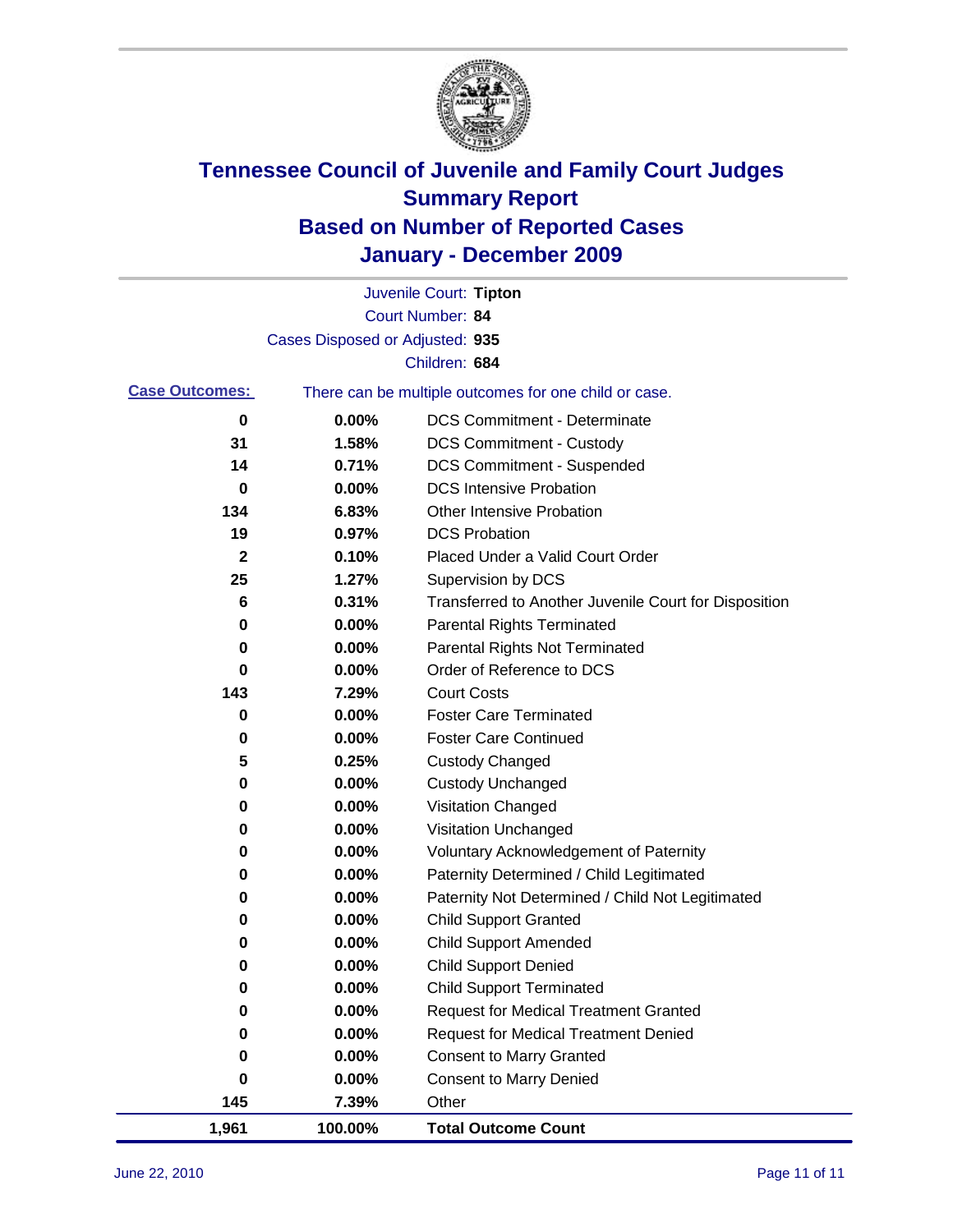# Tennessee Council of Juvenile and Family Court Judges
## Summary Report
## Based on Number of Reported Cases
## January - December 2009

Juvenile Court: **Tipton**

Court Number: **84**

Cases Disposed or Adjusted: **935**

Children: **684**

**Case Outcomes:** There can be multiple outcomes for one child or case.

| | | |
|---|---|---|
| 0 | 0.00% | DCS Commitment - Determinate |
| 31 | 1.58% | DCS Commitment - Custody |
| 14 | 0.71% | DCS Commitment - Suspended |
| 0 | 0.00% | DCS Intensive Probation |
| 134 | 6.83% | Other Intensive Probation |
| 19 | 0.97% | DCS Probation |
| 2 | 0.10% | Placed Under a Valid Court Order |
| 25 | 1.27% | Supervision by DCS |
| 6 | 0.31% | Transferred to Another Juvenile Court for Disposition |
| 0 | 0.00% | Parental Rights Terminated |
| 0 | 0.00% | Parental Rights Not Terminated |
| 0 | 0.00% | Order of Reference to DCS |
| 143 | 7.29% | Court Costs |
| 0 | 0.00% | Foster Care Terminated |
| 0 | 0.00% | Foster Care Continued |
| 5 | 0.25% | Custody Changed |
| 0 | 0.00% | Custody Unchanged |
| 0 | 0.00% | Visitation Changed |
| 0 | 0.00% | Visitation Unchanged |
| 0 | 0.00% | Voluntary Acknowledgement of Paternity |
| 0 | 0.00% | Paternity Determined / Child Legitimated |
| 0 | 0.00% | Paternity Not Determined / Child Not Legitimated |
| 0 | 0.00% | Child Support Granted |
| 0 | 0.00% | Child Support Amended |
| 0 | 0.00% | Child Support Denied |
| 0 | 0.00% | Child Support Terminated |
| 0 | 0.00% | Request for Medical Treatment Granted |
| 0 | 0.00% | Request for Medical Treatment Denied |
| 0 | 0.00% | Consent to Marry Granted |
| 0 | 0.00% | Consent to Marry Denied |
| 145 | 7.39% | Other |
| **1,961** | **100.00%** | **Total Outcome Count** |

June 22, 2010